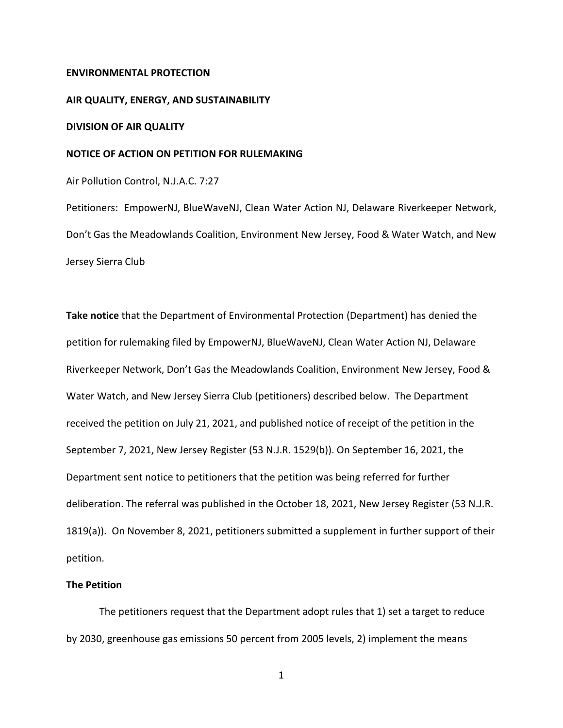**ENVIRONMENTAL PROTECTION**

**AIR QUALITY, ENERGY, AND SUSTAINABILITY**

**DIVISION OF AIR QUALITY**

**NOTICE OF ACTION ON PETITION FOR RULEMAKING**

Air Pollution Control, N.J.A.C. 7:27

Petitioners: EmpowerNJ, BlueWaveNJ, Clean Water Action NJ, Delaware Riverkeeper Network, Don't Gas the Meadowlands Coalition, Environment New Jersey, Food & Water Watch, and New Jersey Sierra Club

**Take notice** that the Department of Environmental Protection (Department) has denied the petition for rulemaking filed by EmpowerNJ, BlueWaveNJ, Clean Water Action NJ, Delaware Riverkeeper Network, Don't Gas the Meadowlands Coalition, Environment New Jersey, Food & Water Watch, and New Jersey Sierra Club (petitioners) described below. The Department received the petition on July 21, 2021, and published notice of receipt of the petition in the September 7, 2021, New Jersey Register (53 N.J.R. 1529(b)). On September 16, 2021, the Department sent notice to petitioners that the petition was being referred for further deliberation. The referral was published in the October 18, 2021, New Jersey Register (53 N.J.R. 1819(a)). On November 8, 2021, petitioners submitted a supplement in further support of their petition.

**The Petition**

The petitioners request that the Department adopt rules that 1) set a target to reduce by 2030, greenhouse gas emissions 50 percent from 2005 levels, 2) implement the means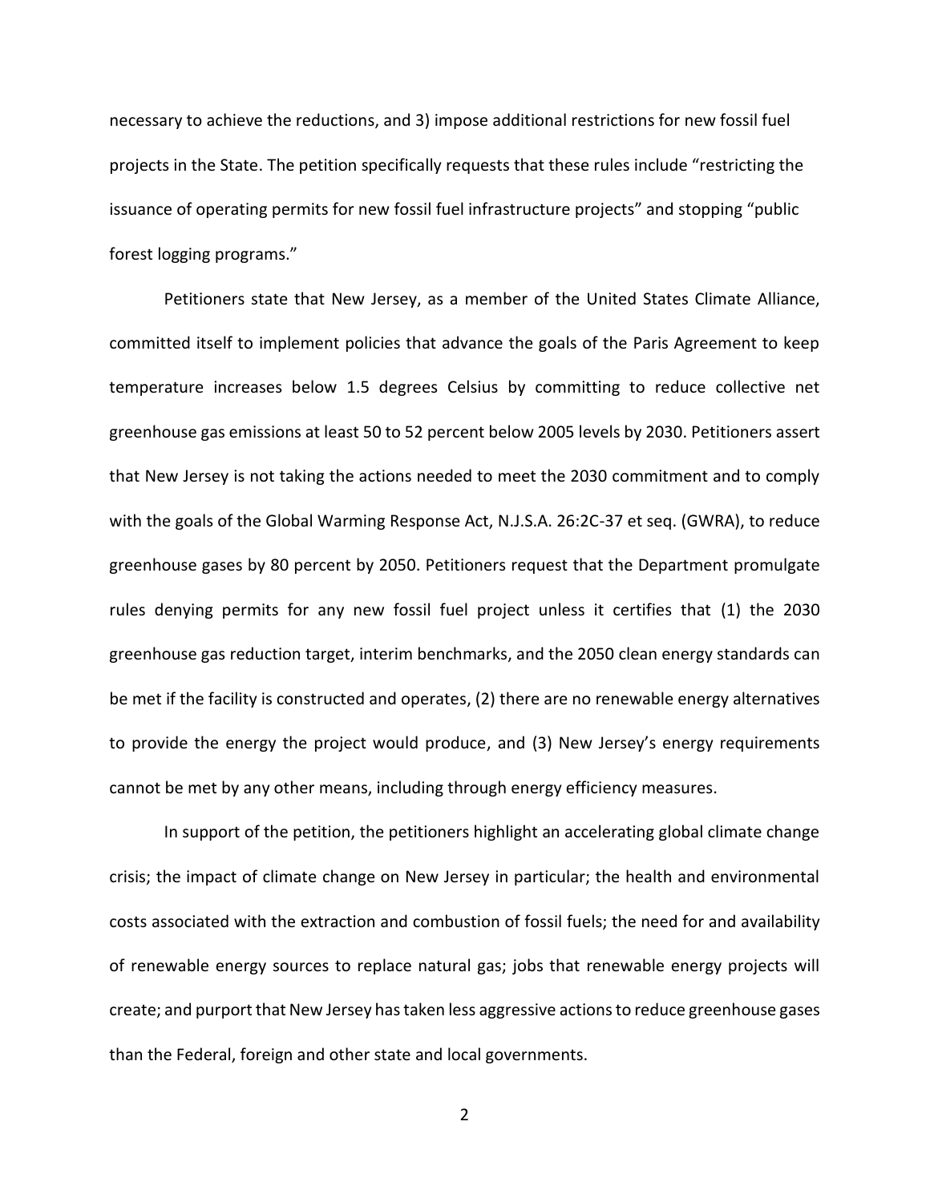necessary to achieve the reductions, and 3) impose additional restrictions for new fossil fuel projects in the State. The petition specifically requests that these rules include "restricting the issuance of operating permits for new fossil fuel infrastructure projects" and stopping "public forest logging programs."

Petitioners state that New Jersey, as a member of the United States Climate Alliance, committed itself to implement policies that advance the goals of the Paris Agreement to keep temperature increases below 1.5 degrees Celsius by committing to reduce collective net greenhouse gas emissions at least 50 to 52 percent below 2005 levels by 2030. Petitioners assert that New Jersey is not taking the actions needed to meet the 2030 commitment and to comply with the goals of the Global Warming Response Act, N.J.S.A. 26:2C-37 et seq. (GWRA), to reduce greenhouse gases by 80 percent by 2050. Petitioners request that the Department promulgate rules denying permits for any new fossil fuel project unless it certifies that (1) the 2030 greenhouse gas reduction target, interim benchmarks, and the 2050 clean energy standards can be met if the facility is constructed and operates, (2) there are no renewable energy alternatives to provide the energy the project would produce, and (3) New Jersey's energy requirements cannot be met by any other means, including through energy efficiency measures.

In support of the petition, the petitioners highlight an accelerating global climate change crisis; the impact of climate change on New Jersey in particular; the health and environmental costs associated with the extraction and combustion of fossil fuels; the need for and availability of renewable energy sources to replace natural gas; jobs that renewable energy projects will create; and purport that New Jersey has taken less aggressive actions to reduce greenhouse gases than the Federal, foreign and other state and local governments.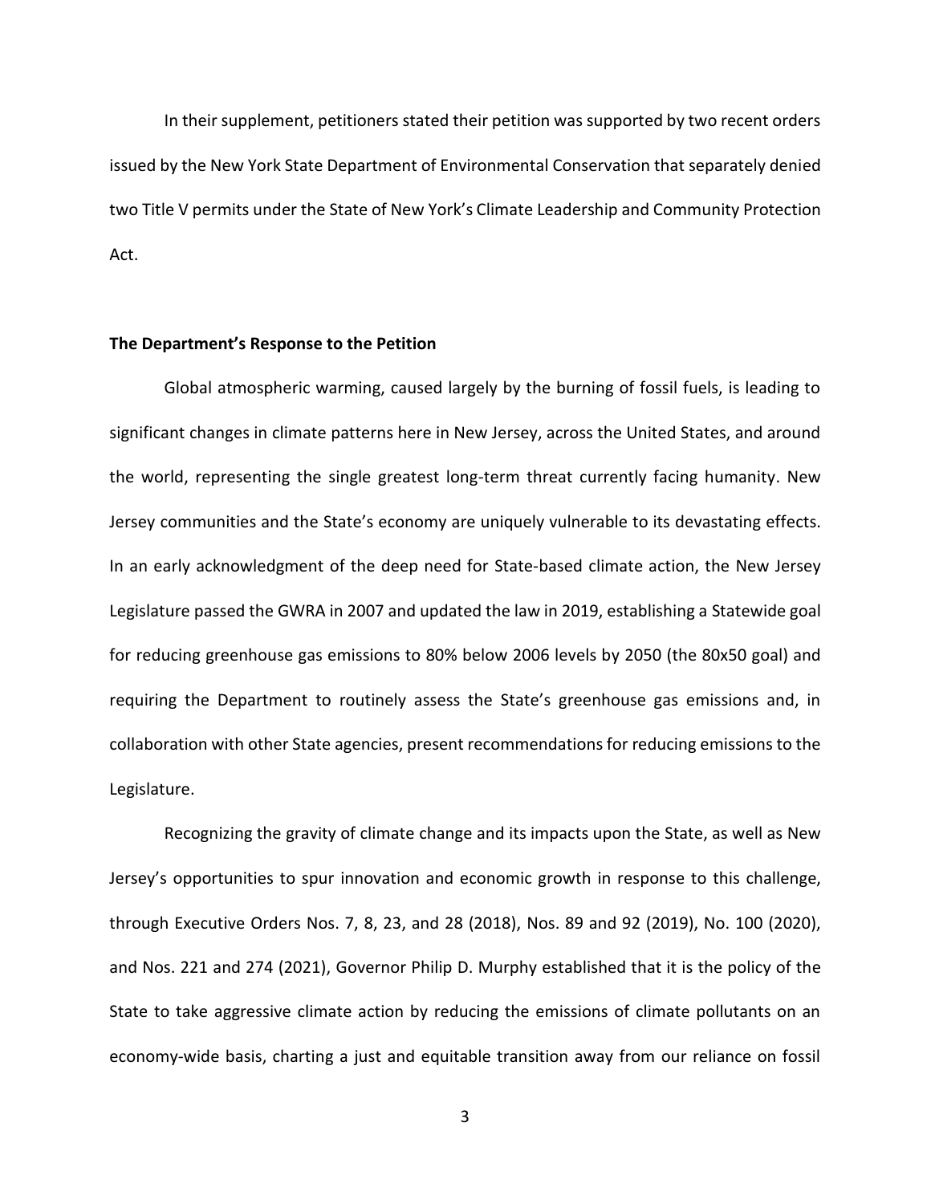In their supplement, petitioners stated their petition was supported by two recent orders issued by the New York State Department of Environmental Conservation that separately denied two Title V permits under the State of New York's Climate Leadership and Community Protection Act.

**The Department's Response to the Petition**

Global atmospheric warming, caused largely by the burning of fossil fuels, is leading to significant changes in climate patterns here in New Jersey, across the United States, and around the world, representing the single greatest long-term threat currently facing humanity. New Jersey communities and the State's economy are uniquely vulnerable to its devastating effects. In an early acknowledgment of the deep need for State-based climate action, the New Jersey Legislature passed the GWRA in 2007 and updated the law in 2019, establishing a Statewide goal for reducing greenhouse gas emissions to 80% below 2006 levels by 2050 (the 80x50 goal) and requiring the Department to routinely assess the State's greenhouse gas emissions and, in collaboration with other State agencies, present recommendations for reducing emissions to the Legislature.

Recognizing the gravity of climate change and its impacts upon the State, as well as New Jersey's opportunities to spur innovation and economic growth in response to this challenge, through Executive Orders Nos. 7, 8, 23, and 28 (2018), Nos. 89 and 92 (2019), No. 100 (2020), and Nos. 221 and 274 (2021), Governor Philip D. Murphy established that it is the policy of the State to take aggressive climate action by reducing the emissions of climate pollutants on an economy-wide basis, charting a just and equitable transition away from our reliance on fossil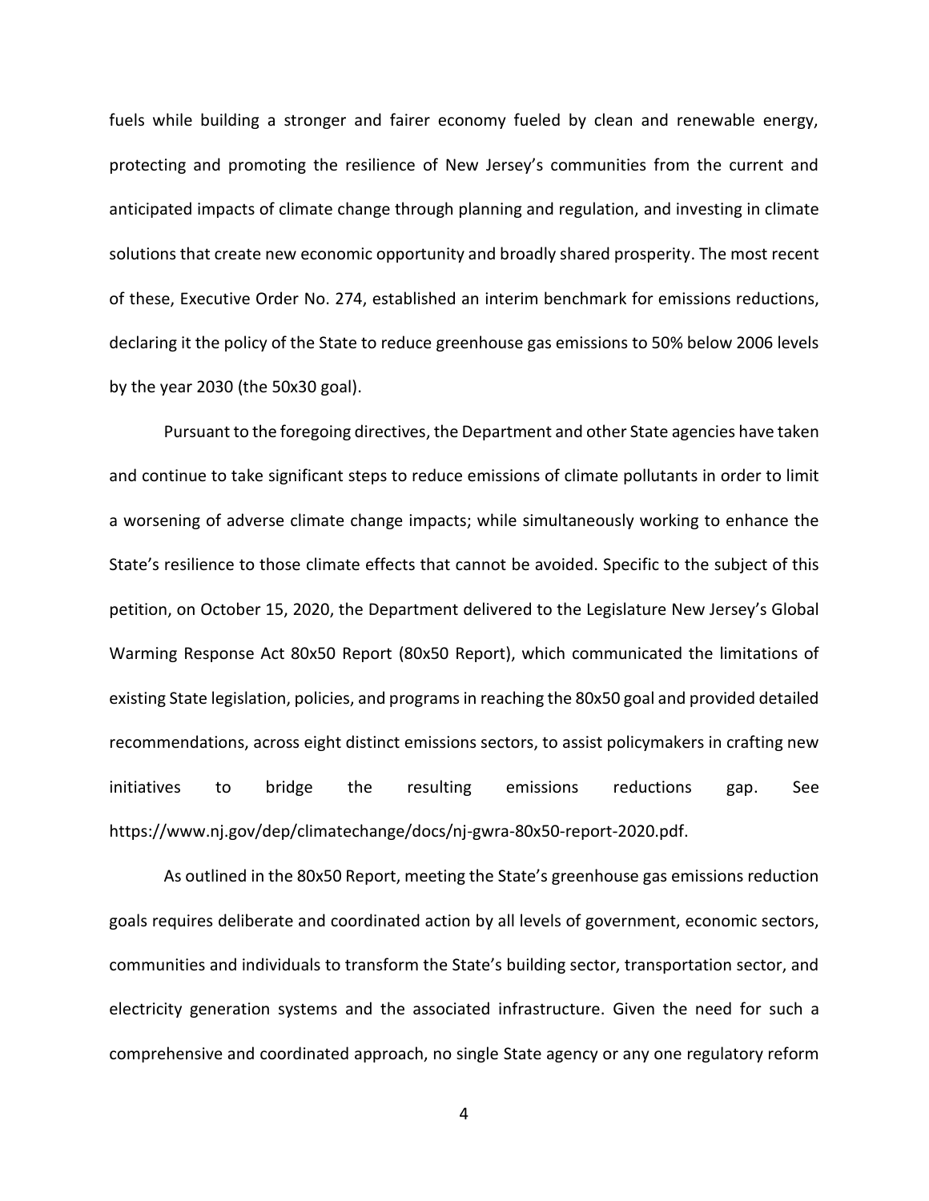fuels while building a stronger and fairer economy fueled by clean and renewable energy, protecting and promoting the resilience of New Jersey's communities from the current and anticipated impacts of climate change through planning and regulation, and investing in climate solutions that create new economic opportunity and broadly shared prosperity. The most recent of these, Executive Order No. 274, established an interim benchmark for emissions reductions, declaring it the policy of the State to reduce greenhouse gas emissions to 50% below 2006 levels by the year 2030 (the 50x30 goal).

Pursuant to the foregoing directives, the Department and other State agencies have taken and continue to take significant steps to reduce emissions of climate pollutants in order to limit a worsening of adverse climate change impacts; while simultaneously working to enhance the State's resilience to those climate effects that cannot be avoided. Specific to the subject of this petition, on October 15, 2020, the Department delivered to the Legislature New Jersey's Global Warming Response Act 80x50 Report (80x50 Report), which communicated the limitations of existing State legislation, policies, and programs in reaching the 80x50 goal and provided detailed recommendations, across eight distinct emissions sectors, to assist policymakers in crafting new initiatives to bridge the resulting emissions reductions gap. See https://www.nj.gov/dep/climatechange/docs/nj-gwra-80x50-report-2020.pdf.

As outlined in the 80x50 Report, meeting the State's greenhouse gas emissions reduction goals requires deliberate and coordinated action by all levels of government, economic sectors, communities and individuals to transform the State's building sector, transportation sector, and electricity generation systems and the associated infrastructure. Given the need for such a comprehensive and coordinated approach, no single State agency or any one regulatory reform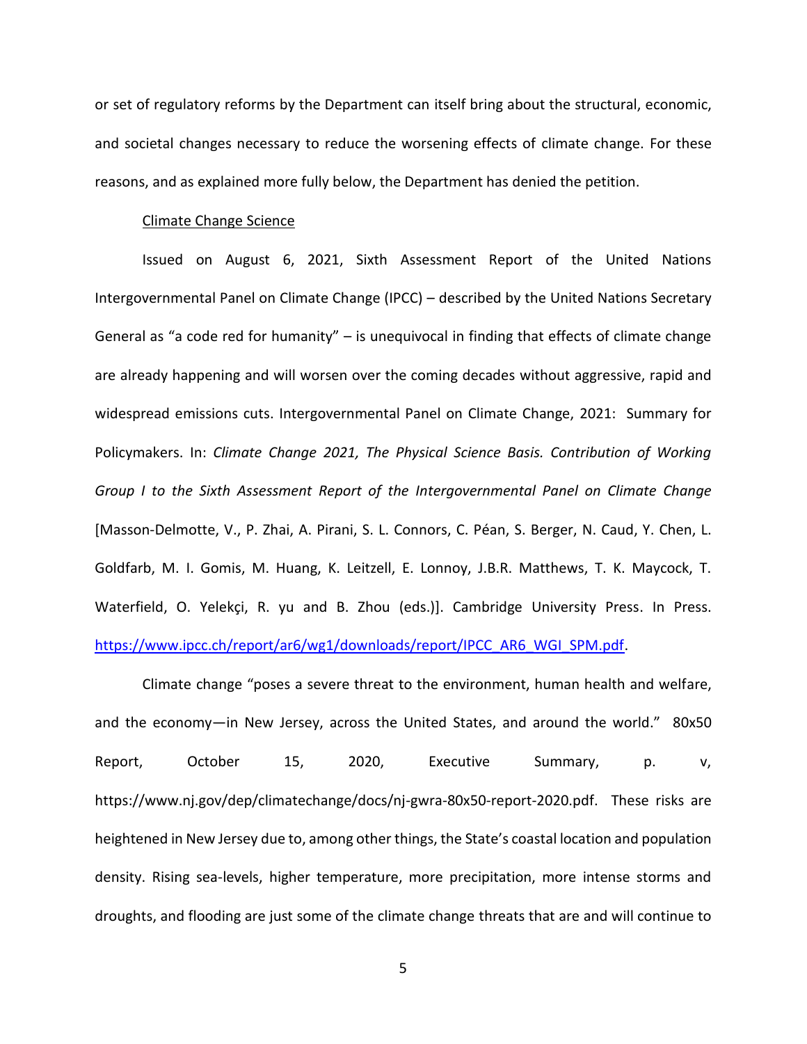or set of regulatory reforms by the Department can itself bring about the structural, economic, and societal changes necessary to reduce the worsening effects of climate change. For these reasons, and as explained more fully below, the Department has denied the petition.

Climate Change Science

Issued on August 6, 2021, Sixth Assessment Report of the United Nations Intergovernmental Panel on Climate Change (IPCC) – described by the United Nations Secretary General as "a code red for humanity" – is unequivocal in finding that effects of climate change are already happening and will worsen over the coming decades without aggressive, rapid and widespread emissions cuts. Intergovernmental Panel on Climate Change, 2021: Summary for Policymakers. In: *Climate Change 2021, The Physical Science Basis. Contribution of Working Group I to the Sixth Assessment Report of the Intergovernmental Panel on Climate Change* [Masson-Delmotte, V., P. Zhai, A. Pirani, S. L. Connors, C. Péan, S. Berger, N. Caud, Y. Chen, L. Goldfarb, M. I. Gomis, M. Huang, K. Leitzell, E. Lonnoy, J.B.R. Matthews, T. K. Maycock, T. Waterfield, O. Yelekçi, R. yu and B. Zhou (eds.)]. Cambridge University Press. In Press. https://www.ipcc.ch/report/ar6/wg1/downloads/report/IPCC_AR6_WGI_SPM.pdf.

Climate change "poses a severe threat to the environment, human health and welfare, and the economy—in New Jersey, across the United States, and around the world." 80x50 Report, October 15, 2020, Executive Summary, p. v, https://www.nj.gov/dep/climatechange/docs/nj-gwra-80x50-report-2020.pdf. These risks are heightened in New Jersey due to, among other things, the State's coastal location and population density. Rising sea-levels, higher temperature, more precipitation, more intense storms and droughts, and flooding are just some of the climate change threats that are and will continue to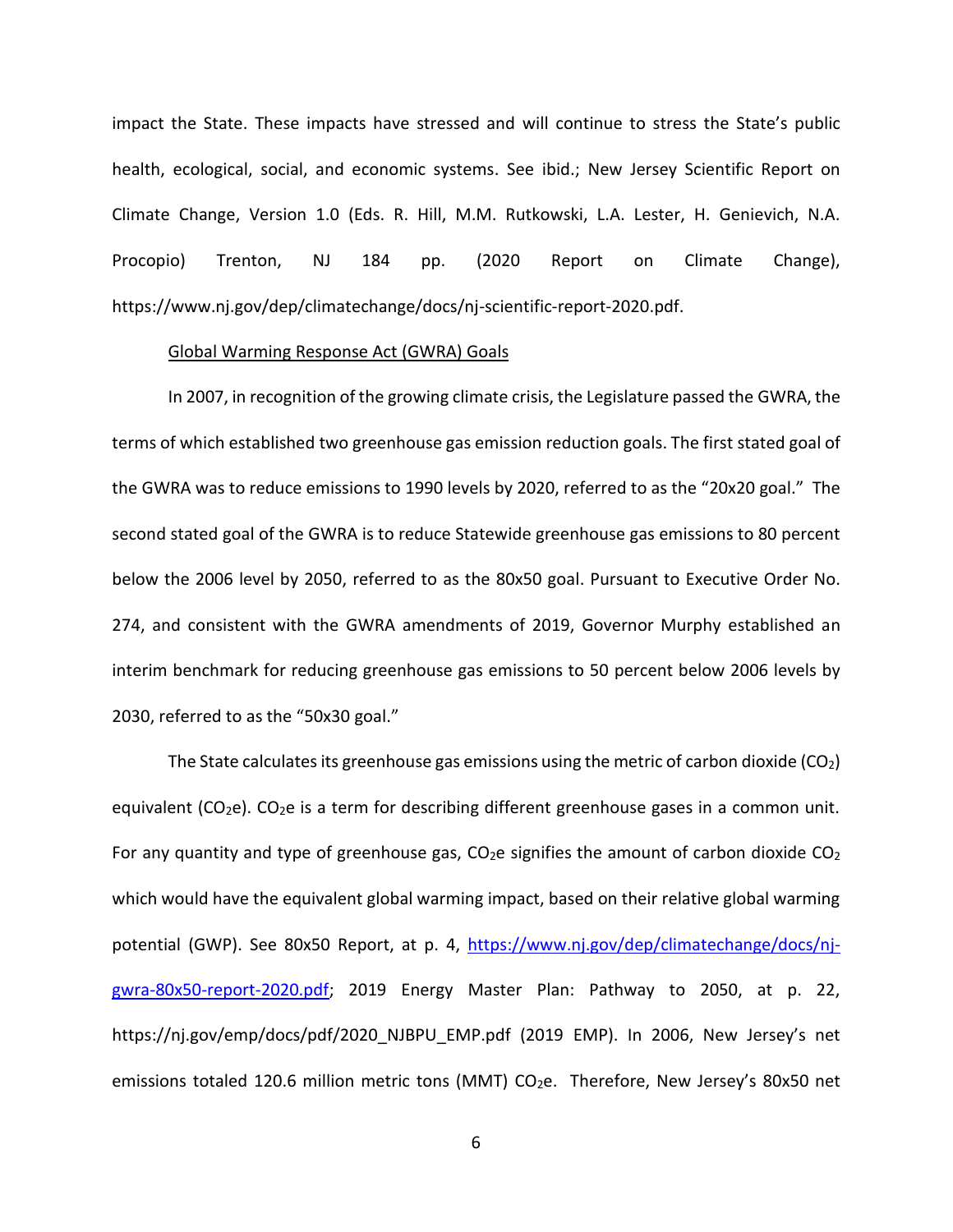impact the State. These impacts have stressed and will continue to stress the State's public health, ecological, social, and economic systems. See ibid.; New Jersey Scientific Report on Climate Change, Version 1.0 (Eds. R. Hill, M.M. Rutkowski, L.A. Lester, H. Genievich, N.A. Procopio) Trenton, NJ 184 pp. (2020 Report on Climate Change), https://www.nj.gov/dep/climatechange/docs/nj-scientific-report-2020.pdf.

Global Warming Response Act (GWRA) Goals

In 2007, in recognition of the growing climate crisis, the Legislature passed the GWRA, the terms of which established two greenhouse gas emission reduction goals. The first stated goal of the GWRA was to reduce emissions to 1990 levels by 2020, referred to as the "20x20 goal." The second stated goal of the GWRA is to reduce Statewide greenhouse gas emissions to 80 percent below the 2006 level by 2050, referred to as the 80x50 goal. Pursuant to Executive Order No. 274, and consistent with the GWRA amendments of 2019, Governor Murphy established an interim benchmark for reducing greenhouse gas emissions to 50 percent below 2006 levels by 2030, referred to as the "50x30 goal."

The State calculates its greenhouse gas emissions using the metric of carbon dioxide ($CO_2$) equivalent ($CO_2e$). $CO_2e$ is a term for describing different greenhouse gases in a common unit. For any quantity and type of greenhouse gas, $CO_2e$ signifies the amount of carbon dioxide $CO_2$ which would have the equivalent global warming impact, based on their relative global warming potential (GWP). See 80x50 Report, at p. 4, https://www.nj.gov/dep/climatechange/docs/nj-gwra-80x50-report-2020.pdf; 2019 Energy Master Plan: Pathway to 2050, at p. 22, https://nj.gov/emp/docs/pdf/2020_NJBPU_EMP.pdf (2019 EMP). In 2006, New Jersey's net emissions totaled 120.6 million metric tons (MMT) $CO_2e$. Therefore, New Jersey's 80x50 net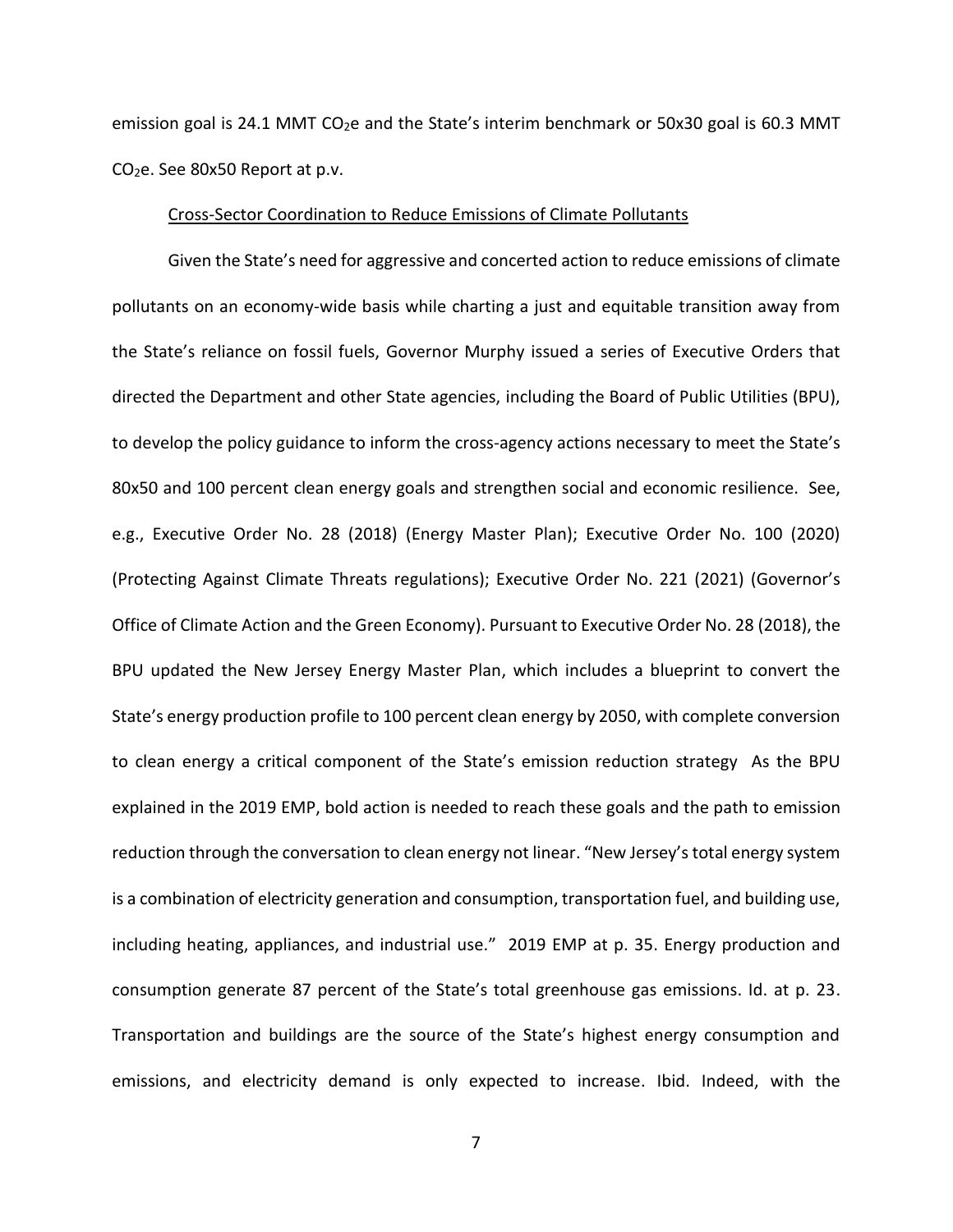emission goal is 24.1 MMT $CO_2e$ and the State's interim benchmark or 50x30 goal is 60.3 MMT $CO_2e$. See 80x50 Report at p.v.

Cross-Sector Coordination to Reduce Emissions of Climate Pollutants

Given the State's need for aggressive and concerted action to reduce emissions of climate pollutants on an economy-wide basis while charting a just and equitable transition away from the State's reliance on fossil fuels, Governor Murphy issued a series of Executive Orders that directed the Department and other State agencies, including the Board of Public Utilities (BPU), to develop the policy guidance to inform the cross-agency actions necessary to meet the State's 80x50 and 100 percent clean energy goals and strengthen social and economic resilience. See, e.g., Executive Order No. 28 (2018) (Energy Master Plan); Executive Order No. 100 (2020) (Protecting Against Climate Threats regulations); Executive Order No. 221 (2021) (Governor's Office of Climate Action and the Green Economy). Pursuant to Executive Order No. 28 (2018), the BPU updated the New Jersey Energy Master Plan, which includes a blueprint to convert the State's energy production profile to 100 percent clean energy by 2050, with complete conversion to clean energy a critical component of the State's emission reduction strategy As the BPU explained in the 2019 EMP, bold action is needed to reach these goals and the path to emission reduction through the conversation to clean energy not linear. "New Jersey's total energy system is a combination of electricity generation and consumption, transportation fuel, and building use, including heating, appliances, and industrial use." 2019 EMP at p. 35. Energy production and consumption generate 87 percent of the State's total greenhouse gas emissions. Id. at p. 23. Transportation and buildings are the source of the State's highest energy consumption and emissions, and electricity demand is only expected to increase. Ibid. Indeed, with the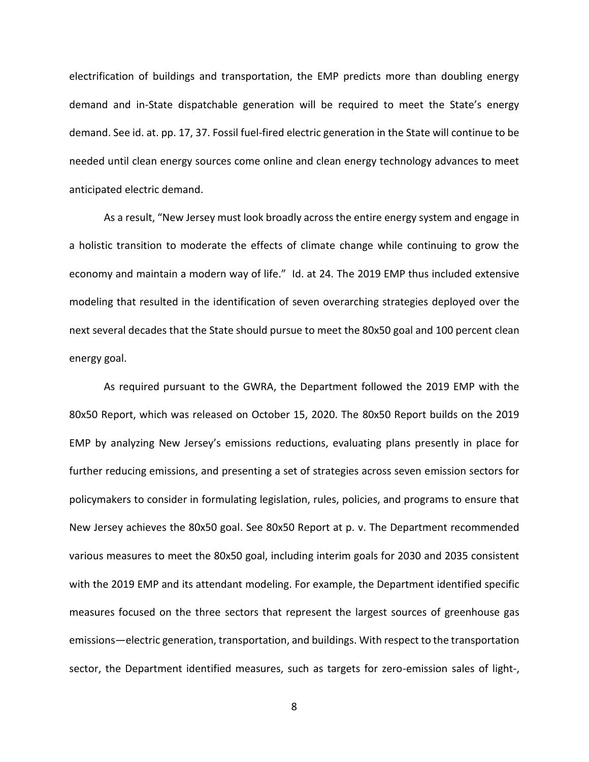electrification of buildings and transportation, the EMP predicts more than doubling energy demand and in-State dispatchable generation will be required to meet the State's energy demand. See id. at. pp. 17, 37. Fossil fuel-fired electric generation in the State will continue to be needed until clean energy sources come online and clean energy technology advances to meet anticipated electric demand.

As a result, "New Jersey must look broadly across the entire energy system and engage in a holistic transition to moderate the effects of climate change while continuing to grow the economy and maintain a modern way of life." Id. at 24. The 2019 EMP thus included extensive modeling that resulted in the identification of seven overarching strategies deployed over the next several decades that the State should pursue to meet the 80x50 goal and 100 percent clean energy goal.

As required pursuant to the GWRA, the Department followed the 2019 EMP with the 80x50 Report, which was released on October 15, 2020. The 80x50 Report builds on the 2019 EMP by analyzing New Jersey's emissions reductions, evaluating plans presently in place for further reducing emissions, and presenting a set of strategies across seven emission sectors for policymakers to consider in formulating legislation, rules, policies, and programs to ensure that New Jersey achieves the 80x50 goal. See 80x50 Report at p. v. The Department recommended various measures to meet the 80x50 goal, including interim goals for 2030 and 2035 consistent with the 2019 EMP and its attendant modeling. For example, the Department identified specific measures focused on the three sectors that represent the largest sources of greenhouse gas emissions—electric generation, transportation, and buildings. With respect to the transportation sector, the Department identified measures, such as targets for zero-emission sales of light-,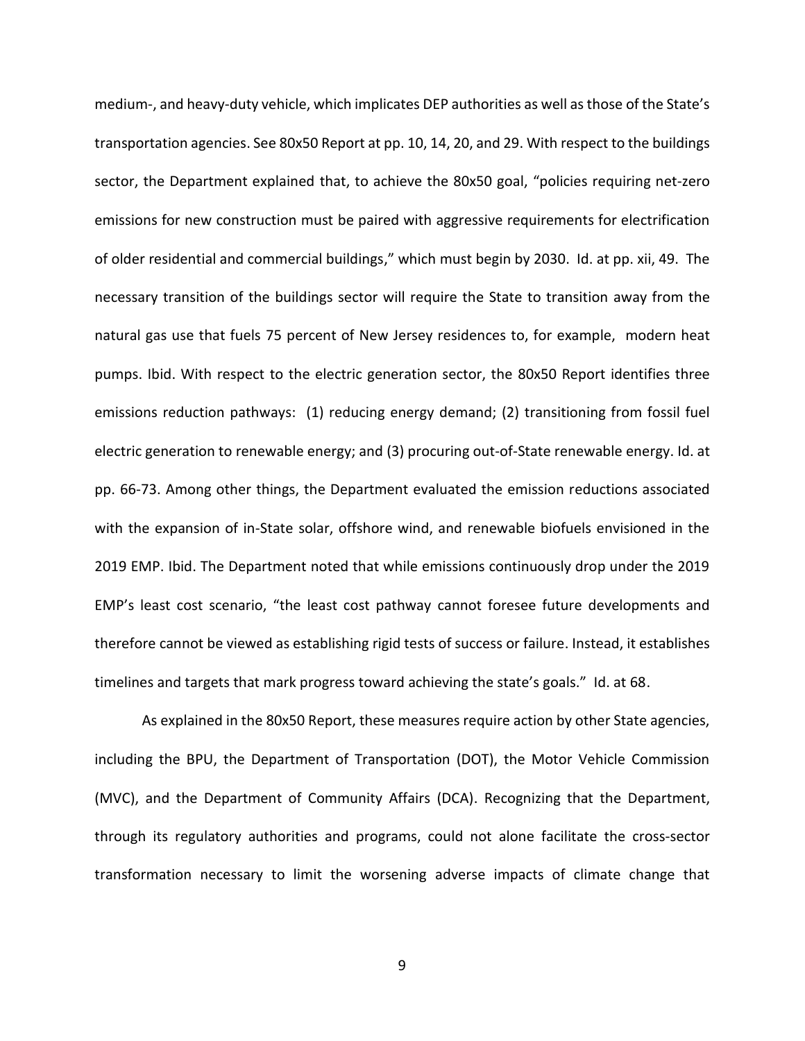medium-, and heavy-duty vehicle, which implicates DEP authorities as well as those of the State's transportation agencies. See 80x50 Report at pp. 10, 14, 20, and 29. With respect to the buildings sector, the Department explained that, to achieve the 80x50 goal, "policies requiring net-zero emissions for new construction must be paired with aggressive requirements for electrification of older residential and commercial buildings," which must begin by 2030. Id. at pp. xii, 49. The necessary transition of the buildings sector will require the State to transition away from the natural gas use that fuels 75 percent of New Jersey residences to, for example, modern heat pumps. Ibid. With respect to the electric generation sector, the 80x50 Report identifies three emissions reduction pathways: (1) reducing energy demand; (2) transitioning from fossil fuel electric generation to renewable energy; and (3) procuring out-of-State renewable energy. Id. at pp. 66-73. Among other things, the Department evaluated the emission reductions associated with the expansion of in-State solar, offshore wind, and renewable biofuels envisioned in the 2019 EMP. Ibid. The Department noted that while emissions continuously drop under the 2019 EMP's least cost scenario, "the least cost pathway cannot foresee future developments and therefore cannot be viewed as establishing rigid tests of success or failure. Instead, it establishes timelines and targets that mark progress toward achieving the state's goals." Id. at 68.

As explained in the 80x50 Report, these measures require action by other State agencies, including the BPU, the Department of Transportation (DOT), the Motor Vehicle Commission (MVC), and the Department of Community Affairs (DCA). Recognizing that the Department, through its regulatory authorities and programs, could not alone facilitate the cross-sector transformation necessary to limit the worsening adverse impacts of climate change that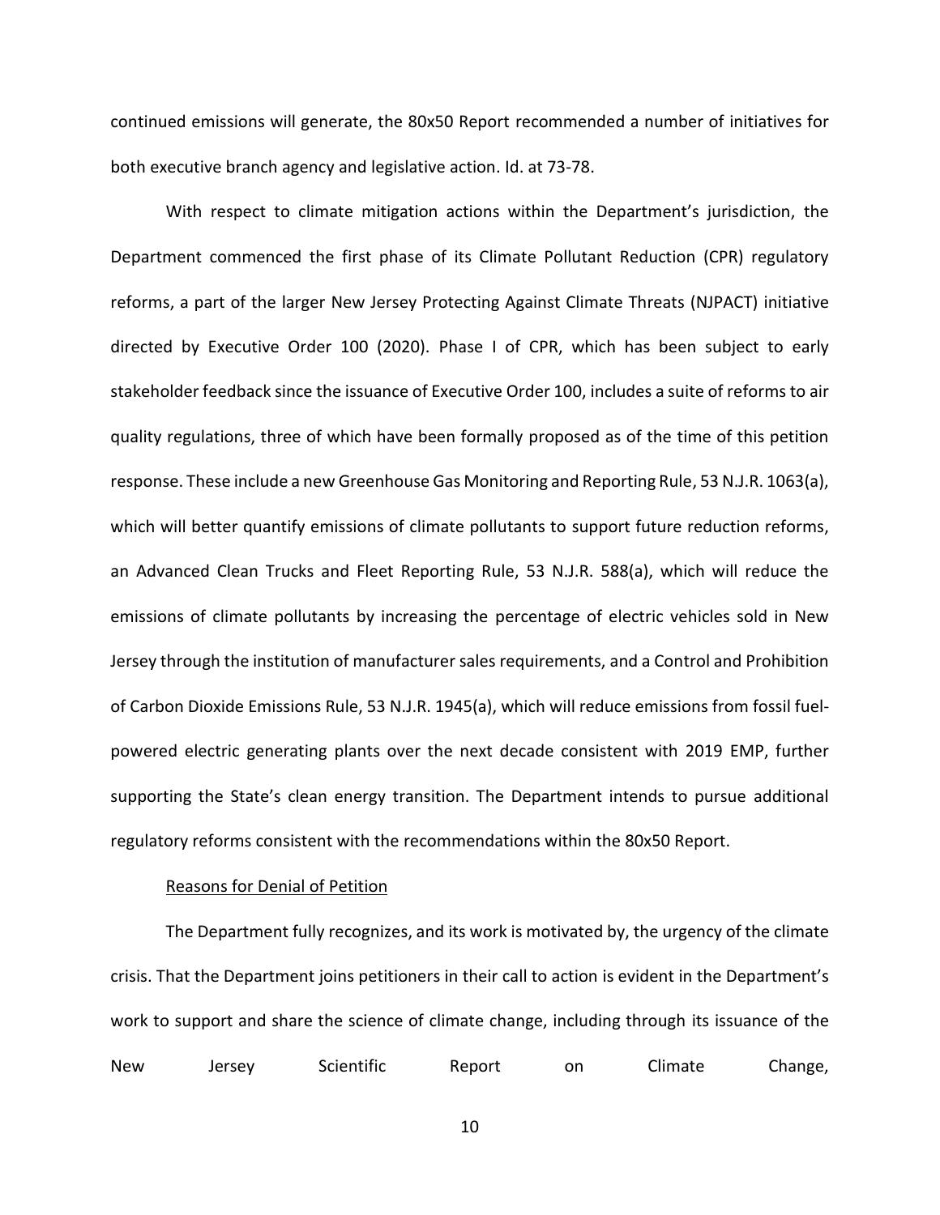continued emissions will generate, the 80x50 Report recommended a number of initiatives for both executive branch agency and legislative action. Id. at 73-78.

With respect to climate mitigation actions within the Department's jurisdiction, the Department commenced the first phase of its Climate Pollutant Reduction (CPR) regulatory reforms, a part of the larger New Jersey Protecting Against Climate Threats (NJPACT) initiative directed by Executive Order 100 (2020). Phase I of CPR, which has been subject to early stakeholder feedback since the issuance of Executive Order 100, includes a suite of reforms to air quality regulations, three of which have been formally proposed as of the time of this petition response. These include a new Greenhouse Gas Monitoring and Reporting Rule, 53 N.J.R. 1063(a), which will better quantify emissions of climate pollutants to support future reduction reforms, an Advanced Clean Trucks and Fleet Reporting Rule, 53 N.J.R. 588(a), which will reduce the emissions of climate pollutants by increasing the percentage of electric vehicles sold in New Jersey through the institution of manufacturer sales requirements, and a Control and Prohibition of Carbon Dioxide Emissions Rule, 53 N.J.R. 1945(a), which will reduce emissions from fossil fuel-powered electric generating plants over the next decade consistent with 2019 EMP, further supporting the State's clean energy transition. The Department intends to pursue additional regulatory reforms consistent with the recommendations within the 80x50 Report.

Reasons for Denial of Petition

The Department fully recognizes, and its work is motivated by, the urgency of the climate crisis. That the Department joins petitioners in their call to action is evident in the Department's work to support and share the science of climate change, including through its issuance of the New Jersey Scientific Report on Climate Change,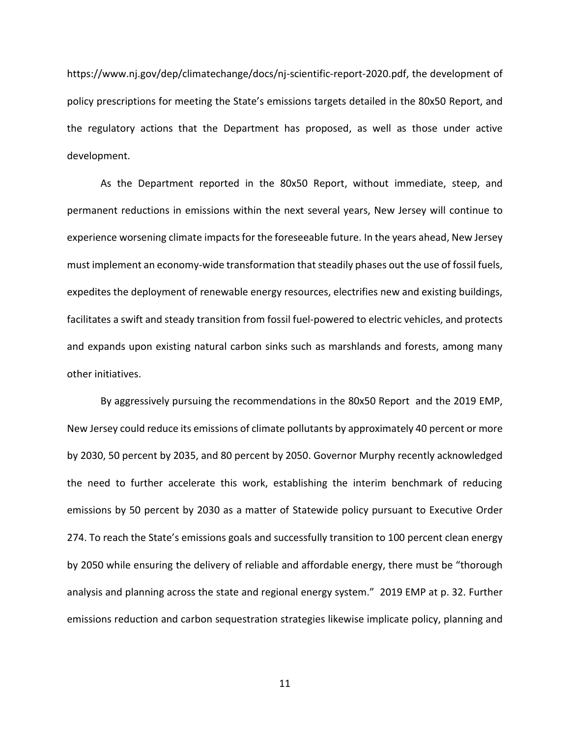https://www.nj.gov/dep/climatechange/docs/nj-scientific-report-2020.pdf, the development of policy prescriptions for meeting the State's emissions targets detailed in the 80x50 Report, and the regulatory actions that the Department has proposed, as well as those under active development.

As the Department reported in the 80x50 Report, without immediate, steep, and permanent reductions in emissions within the next several years, New Jersey will continue to experience worsening climate impacts for the foreseeable future. In the years ahead, New Jersey must implement an economy-wide transformation that steadily phases out the use of fossil fuels, expedites the deployment of renewable energy resources, electrifies new and existing buildings, facilitates a swift and steady transition from fossil fuel-powered to electric vehicles, and protects and expands upon existing natural carbon sinks such as marshlands and forests, among many other initiatives.

By aggressively pursuing the recommendations in the 80x50 Report and the 2019 EMP, New Jersey could reduce its emissions of climate pollutants by approximately 40 percent or more by 2030, 50 percent by 2035, and 80 percent by 2050. Governor Murphy recently acknowledged the need to further accelerate this work, establishing the interim benchmark of reducing emissions by 50 percent by 2030 as a matter of Statewide policy pursuant to Executive Order 274. To reach the State's emissions goals and successfully transition to 100 percent clean energy by 2050 while ensuring the delivery of reliable and affordable energy, there must be "thorough analysis and planning across the state and regional energy system." 2019 EMP at p. 32. Further emissions reduction and carbon sequestration strategies likewise implicate policy, planning and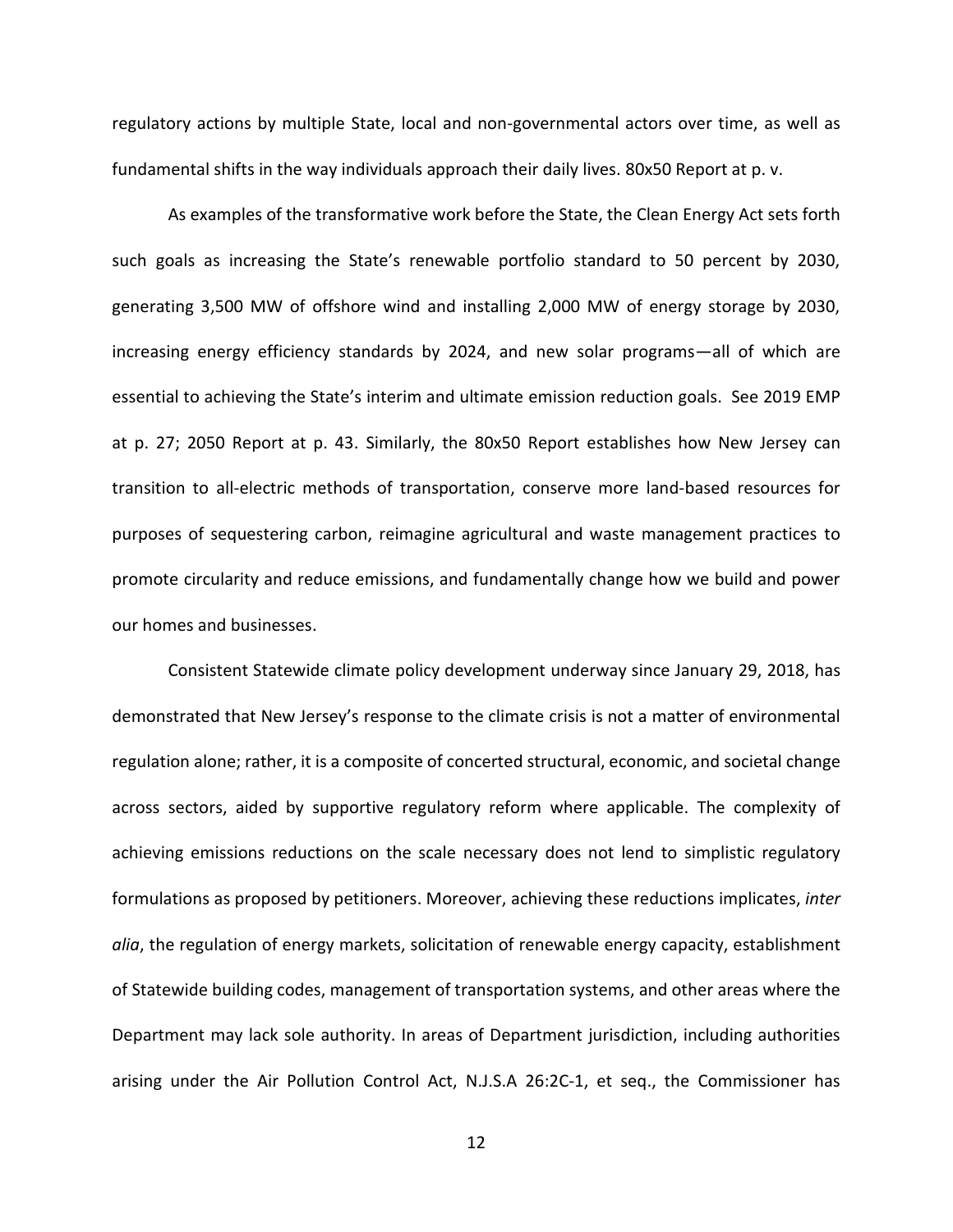regulatory actions by multiple State, local and non-governmental actors over time, as well as fundamental shifts in the way individuals approach their daily lives. 80x50 Report at p. v.

As examples of the transformative work before the State, the Clean Energy Act sets forth such goals as increasing the State's renewable portfolio standard to 50 percent by 2030, generating 3,500 MW of offshore wind and installing 2,000 MW of energy storage by 2030, increasing energy efficiency standards by 2024, and new solar programs—all of which are essential to achieving the State's interim and ultimate emission reduction goals. See 2019 EMP at p. 27; 2050 Report at p. 43. Similarly, the 80x50 Report establishes how New Jersey can transition to all-electric methods of transportation, conserve more land-based resources for purposes of sequestering carbon, reimagine agricultural and waste management practices to promote circularity and reduce emissions, and fundamentally change how we build and power our homes and businesses.

Consistent Statewide climate policy development underway since January 29, 2018, has demonstrated that New Jersey's response to the climate crisis is not a matter of environmental regulation alone; rather, it is a composite of concerted structural, economic, and societal change across sectors, aided by supportive regulatory reform where applicable. The complexity of achieving emissions reductions on the scale necessary does not lend to simplistic regulatory formulations as proposed by petitioners. Moreover, achieving these reductions implicates, *inter alia*, the regulation of energy markets, solicitation of renewable energy capacity, establishment of Statewide building codes, management of transportation systems, and other areas where the Department may lack sole authority. In areas of Department jurisdiction, including authorities arising under the Air Pollution Control Act, N.J.S.A 26:2C-1, et seq., the Commissioner has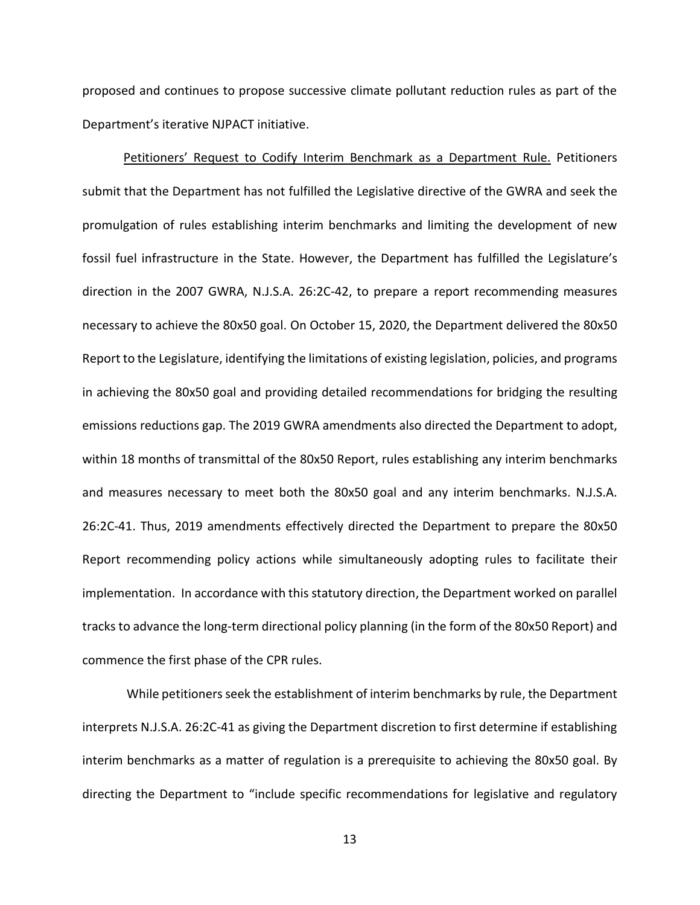proposed and continues to propose successive climate pollutant reduction rules as part of the Department's iterative NJPACT initiative.

Petitioners' Request to Codify Interim Benchmark as a Department Rule. Petitioners submit that the Department has not fulfilled the Legislative directive of the GWRA and seek the promulgation of rules establishing interim benchmarks and limiting the development of new fossil fuel infrastructure in the State. However, the Department has fulfilled the Legislature's direction in the 2007 GWRA, N.J.S.A. 26:2C-42, to prepare a report recommending measures necessary to achieve the 80x50 goal. On October 15, 2020, the Department delivered the 80x50 Report to the Legislature, identifying the limitations of existing legislation, policies, and programs in achieving the 80x50 goal and providing detailed recommendations for bridging the resulting emissions reductions gap. The 2019 GWRA amendments also directed the Department to adopt, within 18 months of transmittal of the 80x50 Report, rules establishing any interim benchmarks and measures necessary to meet both the 80x50 goal and any interim benchmarks. N.J.S.A. 26:2C-41. Thus, 2019 amendments effectively directed the Department to prepare the 80x50 Report recommending policy actions while simultaneously adopting rules to facilitate their implementation. In accordance with this statutory direction, the Department worked on parallel tracks to advance the long-term directional policy planning (in the form of the 80x50 Report) and commence the first phase of the CPR rules.

While petitioners seek the establishment of interim benchmarks by rule, the Department interprets N.J.S.A. 26:2C-41 as giving the Department discretion to first determine if establishing interim benchmarks as a matter of regulation is a prerequisite to achieving the 80x50 goal. By directing the Department to "include specific recommendations for legislative and regulatory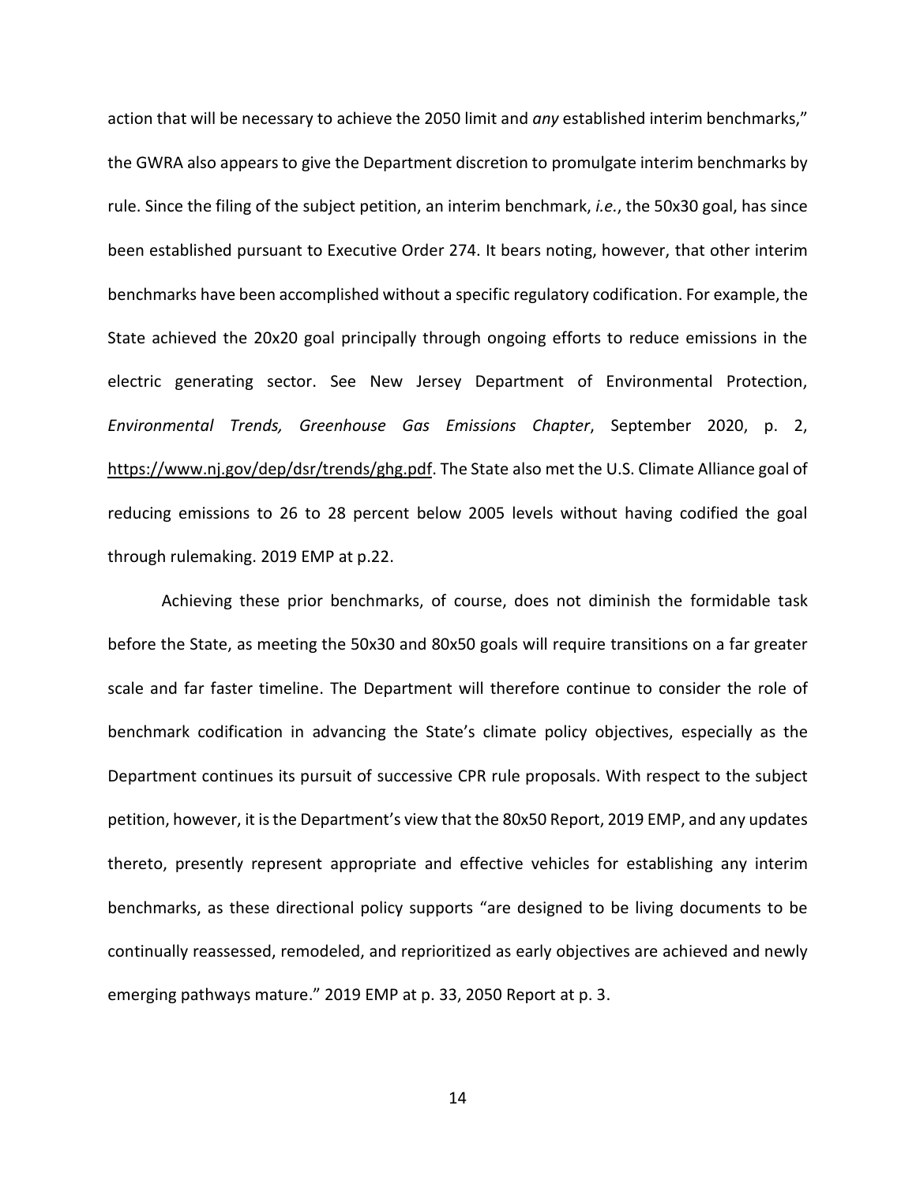action that will be necessary to achieve the 2050 limit and *any* established interim benchmarks," the GWRA also appears to give the Department discretion to promulgate interim benchmarks by rule. Since the filing of the subject petition, an interim benchmark, *i.e.*, the 50x30 goal, has since been established pursuant to Executive Order 274. It bears noting, however, that other interim benchmarks have been accomplished without a specific regulatory codification. For example, the State achieved the 20x20 goal principally through ongoing efforts to reduce emissions in the electric generating sector. See New Jersey Department of Environmental Protection, *Environmental Trends, Greenhouse Gas Emissions Chapter*, September 2020, p. 2, https://www.nj.gov/dep/dsr/trends/ghg.pdf. The State also met the U.S. Climate Alliance goal of reducing emissions to 26 to 28 percent below 2005 levels without having codified the goal through rulemaking. 2019 EMP at p.22.

Achieving these prior benchmarks, of course, does not diminish the formidable task before the State, as meeting the 50x30 and 80x50 goals will require transitions on a far greater scale and far faster timeline. The Department will therefore continue to consider the role of benchmark codification in advancing the State's climate policy objectives, especially as the Department continues its pursuit of successive CPR rule proposals. With respect to the subject petition, however, it is the Department's view that the 80x50 Report, 2019 EMP, and any updates thereto, presently represent appropriate and effective vehicles for establishing any interim benchmarks, as these directional policy supports "are designed to be living documents to be continually reassessed, remodeled, and reprioritized as early objectives are achieved and newly emerging pathways mature." 2019 EMP at p. 33, 2050 Report at p. 3.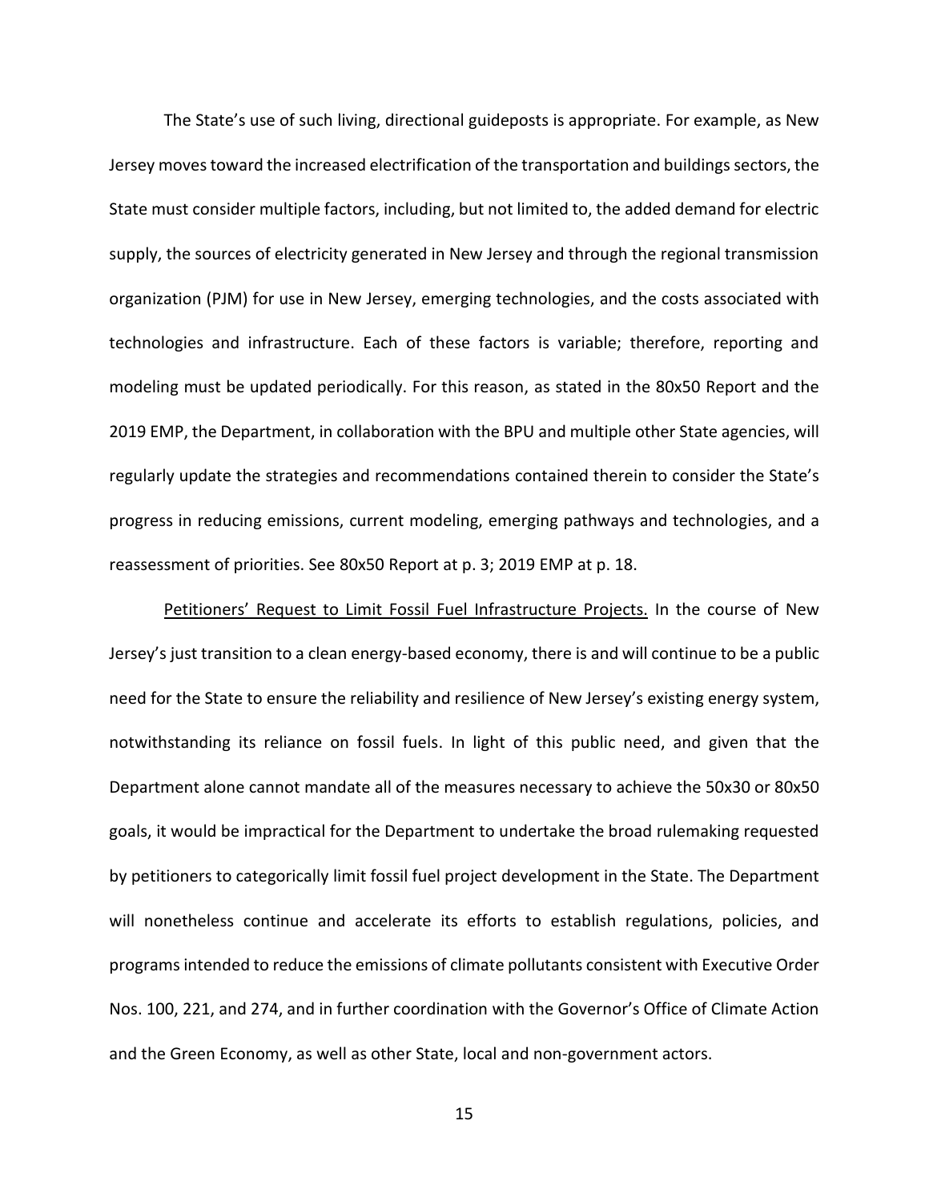The State's use of such living, directional guideposts is appropriate. For example, as New Jersey moves toward the increased electrification of the transportation and buildings sectors, the State must consider multiple factors, including, but not limited to, the added demand for electric supply, the sources of electricity generated in New Jersey and through the regional transmission organization (PJM) for use in New Jersey, emerging technologies, and the costs associated with technologies and infrastructure. Each of these factors is variable; therefore, reporting and modeling must be updated periodically. For this reason, as stated in the 80x50 Report and the 2019 EMP, the Department, in collaboration with the BPU and multiple other State agencies, will regularly update the strategies and recommendations contained therein to consider the State's progress in reducing emissions, current modeling, emerging pathways and technologies, and a reassessment of priorities. See 80x50 Report at p. 3; 2019 EMP at p. 18.

Petitioners' Request to Limit Fossil Fuel Infrastructure Projects. In the course of New Jersey's just transition to a clean energy-based economy, there is and will continue to be a public need for the State to ensure the reliability and resilience of New Jersey's existing energy system, notwithstanding its reliance on fossil fuels. In light of this public need, and given that the Department alone cannot mandate all of the measures necessary to achieve the 50x30 or 80x50 goals, it would be impractical for the Department to undertake the broad rulemaking requested by petitioners to categorically limit fossil fuel project development in the State. The Department will nonetheless continue and accelerate its efforts to establish regulations, policies, and programs intended to reduce the emissions of climate pollutants consistent with Executive Order Nos. 100, 221, and 274, and in further coordination with the Governor's Office of Climate Action and the Green Economy, as well as other State, local and non-government actors.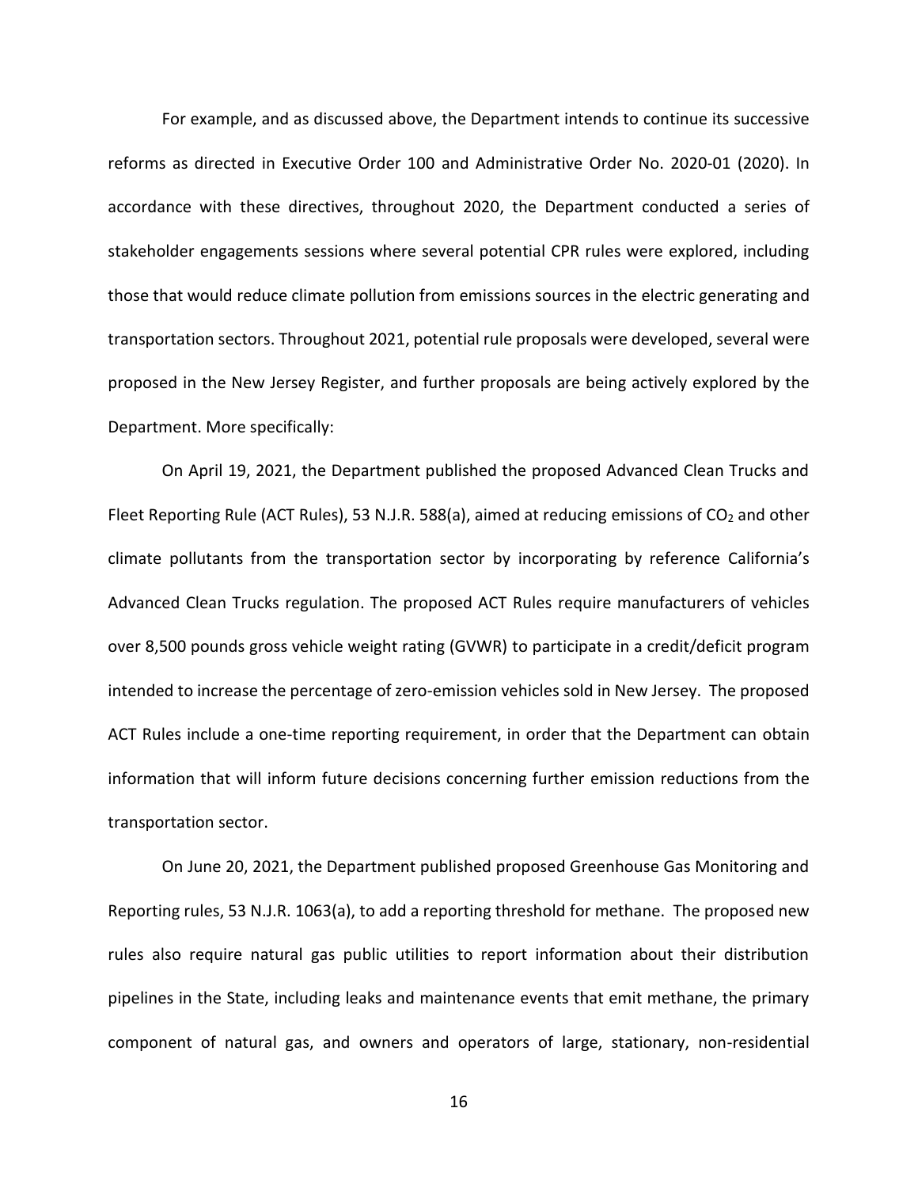For example, and as discussed above, the Department intends to continue its successive reforms as directed in Executive Order 100 and Administrative Order No. 2020-01 (2020). In accordance with these directives, throughout 2020, the Department conducted a series of stakeholder engagements sessions where several potential CPR rules were explored, including those that would reduce climate pollution from emissions sources in the electric generating and transportation sectors. Throughout 2021, potential rule proposals were developed, several were proposed in the New Jersey Register, and further proposals are being actively explored by the Department. More specifically:

On April 19, 2021, the Department published the proposed Advanced Clean Trucks and Fleet Reporting Rule (ACT Rules), 53 N.J.R. 588(a), aimed at reducing emissions of $CO_2$ and other climate pollutants from the transportation sector by incorporating by reference California's Advanced Clean Trucks regulation. The proposed ACT Rules require manufacturers of vehicles over 8,500 pounds gross vehicle weight rating (GVWR) to participate in a credit/deficit program intended to increase the percentage of zero-emission vehicles sold in New Jersey. The proposed ACT Rules include a one-time reporting requirement, in order that the Department can obtain information that will inform future decisions concerning further emission reductions from the transportation sector.

On June 20, 2021, the Department published proposed Greenhouse Gas Monitoring and Reporting rules, 53 N.J.R. 1063(a), to add a reporting threshold for methane. The proposed new rules also require natural gas public utilities to report information about their distribution pipelines in the State, including leaks and maintenance events that emit methane, the primary component of natural gas, and owners and operators of large, stationary, non-residential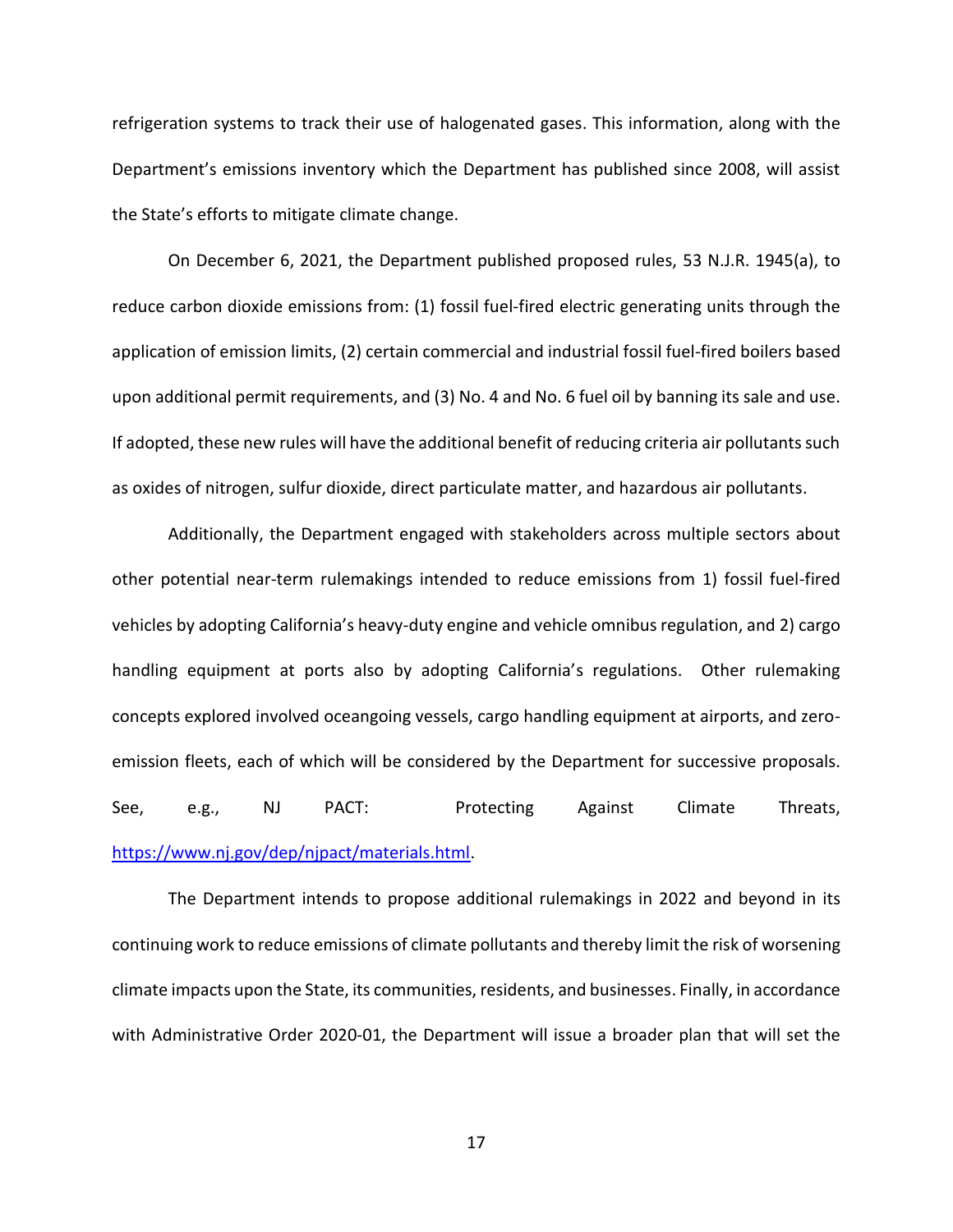refrigeration systems to track their use of halogenated gases. This information, along with the Department's emissions inventory which the Department has published since 2008, will assist the State's efforts to mitigate climate change.

On December 6, 2021, the Department published proposed rules, 53 N.J.R. 1945(a), to reduce carbon dioxide emissions from: (1) fossil fuel-fired electric generating units through the application of emission limits, (2) certain commercial and industrial fossil fuel-fired boilers based upon additional permit requirements, and (3) No. 4 and No. 6 fuel oil by banning its sale and use. If adopted, these new rules will have the additional benefit of reducing criteria air pollutants such as oxides of nitrogen, sulfur dioxide, direct particulate matter, and hazardous air pollutants.

Additionally, the Department engaged with stakeholders across multiple sectors about other potential near-term rulemakings intended to reduce emissions from 1) fossil fuel-fired vehicles by adopting California's heavy-duty engine and vehicle omnibus regulation, and 2) cargo handling equipment at ports also by adopting California's regulations. Other rulemaking concepts explored involved oceangoing vessels, cargo handling equipment at airports, and zero-emission fleets, each of which will be considered by the Department for successive proposals. See, e.g., NJ PACT: Protecting Against Climate Threats, https://www.nj.gov/dep/njpact/materials.html.

The Department intends to propose additional rulemakings in 2022 and beyond in its continuing work to reduce emissions of climate pollutants and thereby limit the risk of worsening climate impacts upon the State, its communities, residents, and businesses. Finally, in accordance with Administrative Order 2020-01, the Department will issue a broader plan that will set the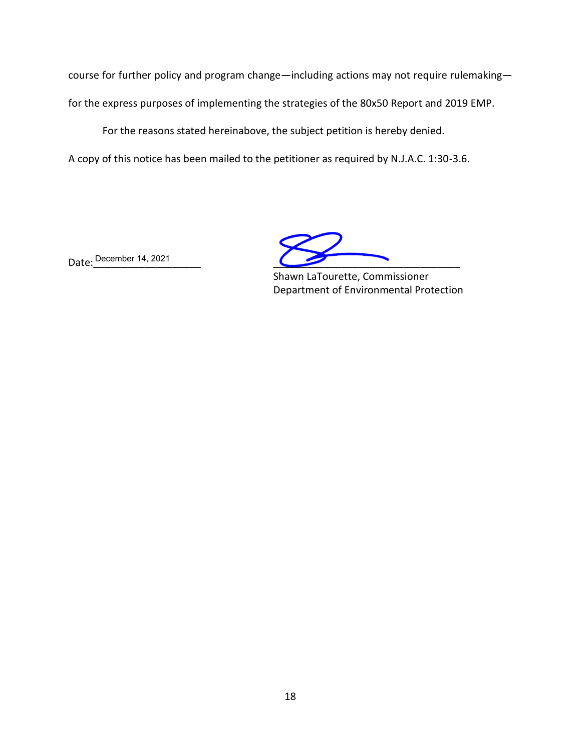course for further policy and program change—including actions may not require rulemaking—for the express purposes of implementing the strategies of the 80x50 Report and 2019 EMP.

For the reasons stated hereinabove, the subject petition is hereby denied.

A copy of this notice has been mailed to the petitioner as required by N.J.A.C. 1:30-3.6.

Date: December 14, 2021

Shawn LaTourette, Commissioner
Department of Environmental Protection